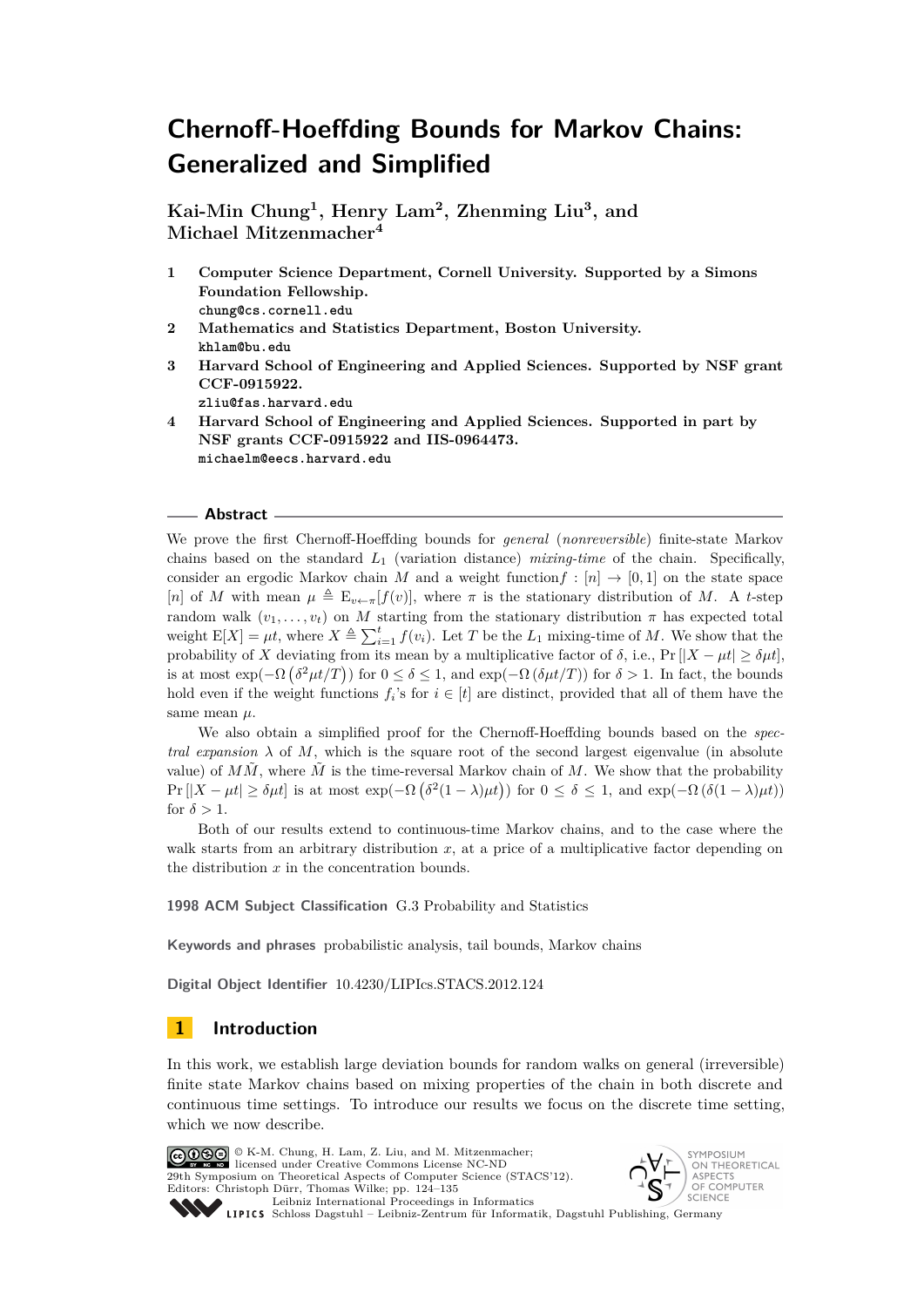# Chernoff-Hoeffding Bounds for Markov Chains: Generalized and Simplified

**Kai-Min Chung[1], Henry Lam[2], Zhenming Liu[3], and Michael Mitzenmacher[4]**

1. **Computer Science Department, Cornell University. Supported by a Simons Foundation Fellowship.**
   chung@cs.cornell.edu
2. **Mathematics and Statistics Department, Boston University.**
   khlam@bu.edu
3. **Harvard School of Engineering and Applied Sciences. Supported by NSF grant CCF-0915922.**
   zliu@fas.harvard.edu
4. **Harvard School of Engineering and Applied Sciences. Supported in part by NSF grants CCF-0915922 and IIS-0964473.**
   michaelm@eecs.harvard.edu

## Abstract

We prove the first Chernoff-Hoeffding bounds for *general* (*nonreversible*) finite-state Markov chains based on the standard $L_1$ (variation distance) *mixing-time* of the chain. Specifically, consider an ergodic Markov chain $M$ and a weight function $f : [n] \to [0,1]$ on the state space $[n]$ of $M$ with mean $\mu \triangleq \mathrm{E}_{v \leftarrow \pi}[f(v)]$, where $\pi$ is the stationary distribution of $M$. A $t$-step random walk $(v_1, \ldots, v_t)$ on $M$ starting from the stationary distribution $\pi$ has expected total weight $\mathrm{E}[X] = \mu t$, where $X \triangleq \sum_{i=1}^{t} f(v_i)$. Let $T$ be the $L_1$ mixing-time of $M$. We show that the probability of $X$ deviating from its mean by a multiplicative factor of $\delta$, i.e., $\Pr[|X - \mu t| \geq \delta \mu t]$, is at most $\exp(-\Omega(\delta^2 \mu t / T))$ for $0 \leq \delta \leq 1$, and $\exp(-\Omega(\delta \mu t / T))$ for $\delta > 1$. In fact, the bounds hold even if the weight functions $f_i$'s for $i \in [t]$ are distinct, provided that all of them have the same mean $\mu$.

We also obtain a simplified proof for the Chernoff-Hoeffding bounds based on the *spectral expansion* $\lambda$ of $M$, which is the square root of the second largest eigenvalue (in absolute value) of $M\tilde{M}$, where $\tilde{M}$ is the time-reversal Markov chain of $M$. We show that the probability $\Pr[|X - \mu t| \geq \delta \mu t]$ is at most $\exp(-\Omega(\delta^2 (1-\lambda) \mu t))$ for $0 \leq \delta \leq 1$, and $\exp(-\Omega(\delta (1-\lambda) \mu t))$ for $\delta > 1$.

Both of our results extend to continuous-time Markov chains, and to the case where the walk starts from an arbitrary distribution $x$, at a price of a multiplicative factor depending on the distribution $x$ in the concentration bounds.

**1998 ACM Subject Classification** G.3 Probability and Statistics

**Keywords and phrases** probabilistic analysis, tail bounds, Markov chains

**Digital Object Identifier** 10.4230/LIPIcs.STACS.2012.124

## 1 Introduction

In this work, we establish large deviation bounds for random walks on general (irreversible) finite state Markov chains based on mixing properties of the chain in both discrete and continuous time settings. To introduce our results we focus on the discrete time setting, which we now describe.

© K-M. Chung, H. Lam, Z. Liu, and M. Mitzenmacher; licensed under Creative Commons License NC-ND
29th Symposium on Theoretical Aspects of Computer Science (STACS'12).
Editors: Christoph Dürr, Thomas Wilke; pp. 124–135
Leibniz International Proceedings in Informatics
Schloss Dagstuhl – Leibniz-Zentrum für Informatik, Dagstuhl Publishing, Germany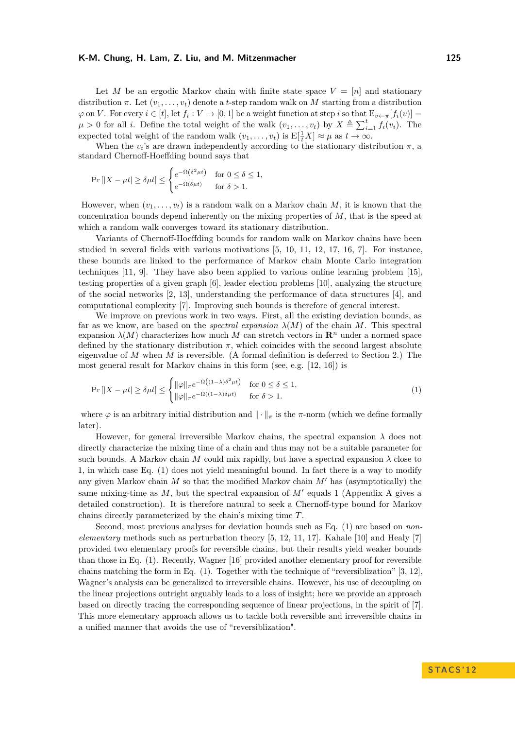Let $M$ be an ergodic Markov chain with finite state space $V = [n]$ and stationary distribution $\pi$. Let $(v_1, \ldots, v_t)$ denote a $t$-step random walk on $M$ starting from a distribution $\varphi$ on $V$. For every $i \in [t]$, let $f_i : V \to [0,1]$ be a weight function at step $i$ so that $\mathrm{E}_{v \leftarrow \pi}[f_i(v)] = \mu > 0$ for all $i$. Define the total weight of the walk $(v_1, \ldots, v_t)$ by $X \triangleq \sum_{i=1}^{t} f_i(v_i)$. The expected total weight of the random walk $(v_1, \ldots, v_t)$ is $\mathrm{E}[\frac{1}{t}X] \approx \mu$ as $t \to \infty$.

When the $v_i$'s are drawn independently according to the stationary distribution $\pi$, a standard Chernoff-Hoeffding bound says that

$$\Pr\left[|X - \mu t| \geq \delta \mu t\right] \leq \begin{cases} e^{-\Omega\left(\delta^2 \mu t\right)} & \text{for } 0 \leq \delta \leq 1, \\ e^{-\Omega(\delta \mu t)} & \text{for } \delta > 1. \end{cases}$$

However, when $(v_1, \ldots, v_t)$ is a random walk on a Markov chain $M$, it is known that the concentration bounds depend inherently on the mixing properties of $M$, that is the speed at which a random walk converges toward its stationary distribution.

Variants of Chernoff-Hoeffding bounds for random walk on Markov chains have been studied in several fields with various motivations [5, 10, 11, 12, 17, 16, 7]. For instance, these bounds are linked to the performance of Markov chain Monte Carlo integration techniques [11, 9]. They have also been applied to various online learning problem [15], testing properties of a given graph [6], leader election problems [10], analyzing the structure of the social networks [2, 13], understanding the performance of data structures [4], and computational complexity [7]. Improving such bounds is therefore of general interest.

We improve on previous work in two ways. First, all the existing deviation bounds, as far as we know, are based on the *spectral expansion* $\lambda(M)$ of the chain $M$. This spectral expansion $\lambda(M)$ characterizes how much $M$ can stretch vectors in $\mathbf{R}^n$ under a normed space defined by the stationary distribution $\pi$, which coincides with the second largest absolute eigenvalue of $M$ when $M$ is reversible. (A formal definition is deferred to Section 2.) The most general result for Markov chains in this form (see, e.g. [12, 16]) is

$$\Pr\left[|X - \mu t| \geq \delta \mu t\right] \leq \begin{cases} \|\varphi\|_\pi e^{-\Omega\left((1-\lambda)\delta^2 \mu t\right)} & \text{for } 0 \leq \delta \leq 1, \\ \|\varphi\|_\pi e^{-\Omega((1-\lambda)\delta \mu t)} & \text{for } \delta > 1. \end{cases} \tag{1}$$

where $\varphi$ is an arbitrary initial distribution and $\|\cdot\|_\pi$ is the $\pi$-norm (which we define formally later).

However, for general irreversible Markov chains, the spectral expansion $\lambda$ does not directly characterize the mixing time of a chain and thus may not be a suitable parameter for such bounds. A Markov chain $M$ could mix rapidly, but have a spectral expansion $\lambda$ close to 1, in which case Eq. (1) does not yield meaningful bound. In fact there is a way to modify any given Markov chain $M$ so that the modified Markov chain $M'$ has (asymptotically) the same mixing-time as $M$, but the spectral expansion of $M'$ equals 1 (Appendix A gives a detailed construction). It is therefore natural to seek a Chernoff-type bound for Markov chains directly parameterized by the chain's mixing time $T$.

Second, most previous analyses for deviation bounds such as Eq. (1) are based on *non-elementary* methods such as perturbation theory [5, 12, 11, 17]. Kahale [10] and Healy [7] provided two elementary proofs for reversible chains, but their results yield weaker bounds than those in Eq. (1). Recently, Wagner [16] provided another elementary proof for reversible chains matching the form in Eq. (1). Together with the technique of "reversiblization" [3, 12], Wagner's analysis can be generalized to irreversible chains. However, his use of decoupling on the linear projections outright arguably leads to a loss of insight; here we provide an approach based on directly tracing the corresponding sequence of linear projections, in the spirit of [7]. This more elementary approach allows us to tackle both reversible and irreversible chains in a unified manner that avoids the use of "reversiblization".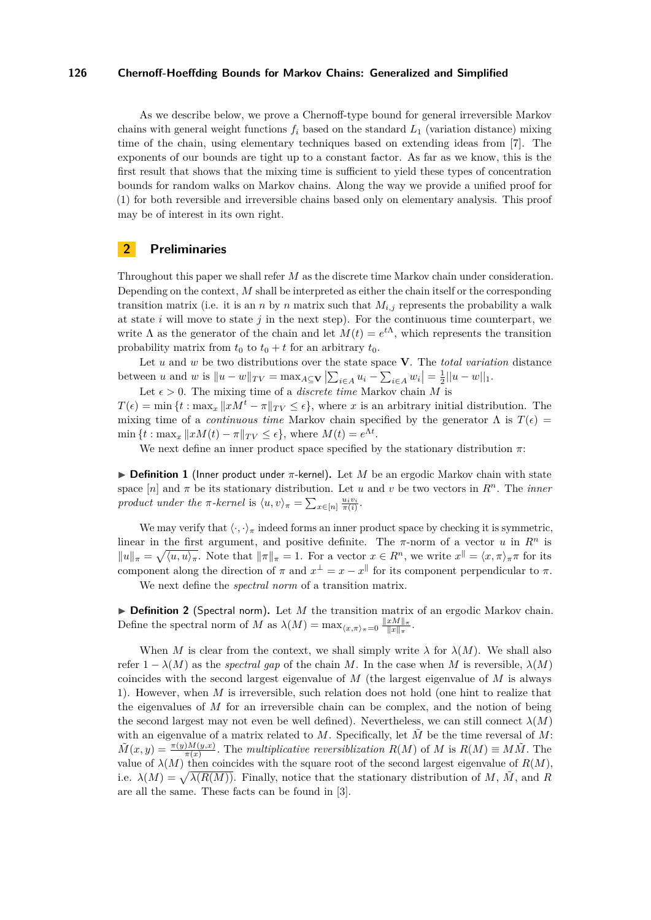As we describe below, we prove a Chernoff-type bound for general irreversible Markov chains with general weight functions $f_i$ based on the standard $L_1$ (variation distance) mixing time of the chain, using elementary techniques based on extending ideas from [7]. The exponents of our bounds are tight up to a constant factor. As far as we know, this is the first result that shows that the mixing time is sufficient to yield these types of concentration bounds for random walks on Markov chains. Along the way we provide a unified proof for (1) for both reversible and irreversible chains based only on elementary analysis. This proof may be of interest in its own right.

## 2 Preliminaries

Throughout this paper we shall refer $M$ as the discrete time Markov chain under consideration. Depending on the context, $M$ shall be interpreted as either the chain itself or the corresponding transition matrix (i.e. it is an $n$ by $n$ matrix such that $M_{i,j}$ represents the probability a walk at state $i$ will move to state $j$ in the next step). For the continuous time counterpart, we write $\Lambda$ as the generator of the chain and let $M(t) = e^{t\Lambda}$, which represents the transition probability matrix from $t_0$ to $t_0 + t$ for an arbitrary $t_0$.

Let $u$ and $w$ be two distributions over the state space $\mathbf{V}$. The *total variation* distance between $u$ and $w$ is $\|u - w\|_{TV} = \max_{A \subseteq \mathbf{V}} \left|\sum_{i \in A} u_i - \sum_{i \in A} w_i\right| = \frac{1}{2}||u - w||_1$.

Let $\epsilon > 0$. The mixing time of a *discrete time* Markov chain $M$ is $T(\epsilon) = \min\{t : \max_x \|xM^t - \pi\|_{TV} \leq \epsilon\}$, where $x$ is an arbitrary initial distribution. The mixing time of a *continuous time* Markov chain specified by the generator $\Lambda$ is $T(\epsilon) = \min\{t : \max_x \|xM(t) - \pi\|_{TV} \leq \epsilon\}$, where $M(t) = e^{\Lambda t}$.

We next define an inner product space specified by the stationary distribution $\pi$:

▶ **Definition 1** (Inner product under $\pi$-kernel)**.** Let $M$ be an ergodic Markov chain with state space $[n]$ and $\pi$ be its stationary distribution. Let $u$ and $v$ be two vectors in $R^n$. The *inner product under the $\pi$-kernel* is $\langle u, v\rangle_\pi = \sum_{x \in [n]} \frac{u_i v_i}{\pi(i)}$.

We may verify that $\langle \cdot, \cdot \rangle_\pi$ indeed forms an inner product space by checking it is symmetric, linear in the first argument, and positive definite. The $\pi$-norm of a vector $u$ in $R^n$ is $\|u\|_\pi = \sqrt{\langle u, u\rangle_\pi}$. Note that $\|\pi\|_\pi = 1$. For a vector $x \in R^n$, we write $x^{\|} = \langle x, \pi\rangle_\pi \pi$ for its component along the direction of $\pi$ and $x^\perp = x - x^{\|}$ for its component perpendicular to $\pi$.

We next define the *spectral norm* of a transition matrix.

▶ **Definition 2** (Spectral norm)**.** Let $M$ the transition matrix of an ergodic Markov chain. Define the spectral norm of $M$ as $\lambda(M) = \max_{\langle x, \pi\rangle_\pi = 0} \frac{\|xM\|_\pi}{\|x\|_\pi}$.

When $M$ is clear from the context, we shall simply write $\lambda$ for $\lambda(M)$. We shall also refer $1 - \lambda(M)$ as the *spectral gap* of the chain $M$. In the case when $M$ is reversible, $\lambda(M)$ coincides with the second largest eigenvalue of $M$ (the largest eigenvalue of $M$ is always 1). However, when $M$ is irreversible, such relation does not hold (one hint to realize that the eigenvalues of $M$ for an irreversible chain can be complex, and the notion of being the second largest may not even be well defined). Nevertheless, we can still connect $\lambda(M)$ with an eigenvalue of a matrix related to $M$. Specifically, let $\tilde{M}$ be the time reversal of $M$: $\tilde{M}(x, y) = \frac{\pi(y)M(y,x)}{\pi(x)}$. The *multiplicative reversiblization* $R(M)$ of $M$ is $R(M) \equiv M\tilde{M}$. The value of $\lambda(M)$ then coincides with the square root of the second largest eigenvalue of $R(M)$, i.e. $\lambda(M) = \sqrt{\lambda(R(M))}$. Finally, notice that the stationary distribution of $M$, $\tilde{M}$, and $R$ are all the same. These facts can be found in [3].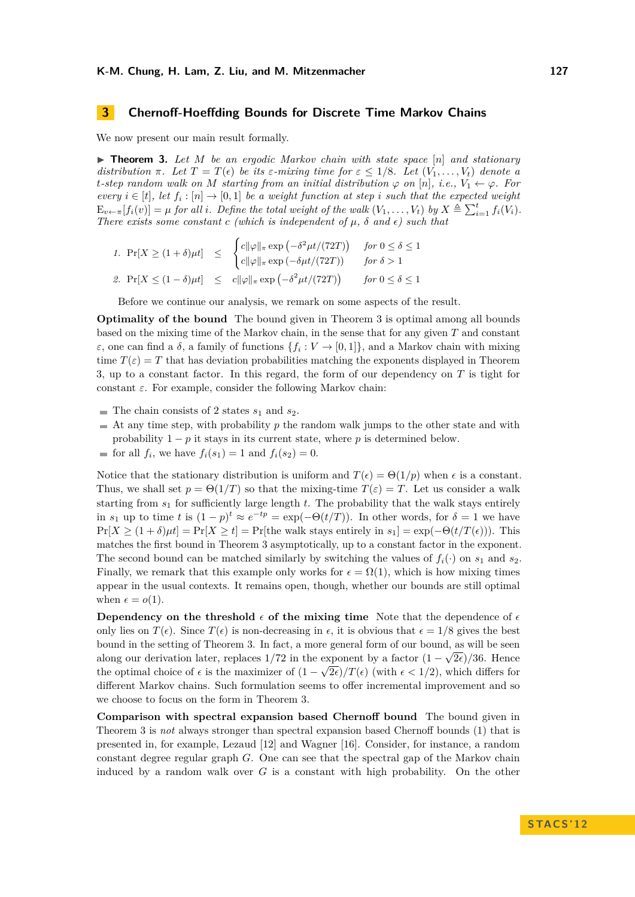## 3 Chernoff-Hoeffding Bounds for Discrete Time Markov Chains

We now present our main result formally.

▶ **Theorem 3.** *Let $M$ be an ergodic Markov chain with state space $[n]$ and stationary distribution $\pi$. Let $T = T(\epsilon)$ be its $\varepsilon$-mixing time for $\varepsilon \leq 1/8$. Let $(V_1, \ldots, V_t)$ denote a $t$-step random walk on $M$ starting from an initial distribution $\varphi$ on $[n]$, i.e., $V_1 \leftarrow \varphi$. For every $i \in [t]$, let $f_i : [n] \to [0,1]$ be a weight function at step $i$ such that the expected weight $\mathrm{E}_{v \leftarrow \pi}[f_i(v)] = \mu$ for all $i$. Define the total weight of the walk $(V_1, \ldots, V_t)$ by $X \triangleq \sum_{i=1}^{t} f_i(V_i)$. There exists some constant $c$ (which is independent of $\mu$, $\delta$ and $\epsilon$) such that*

1. $$\Pr[X \geq (1+\delta)\mu t] \leq \begin{cases} c\|\varphi\|_\pi \exp\left(-\delta^2 \mu t/(72T)\right) & \text{for } 0 \leq \delta \leq 1 \\ c\|\varphi\|_\pi \exp\left(-\delta \mu t/(72T)\right) & \text{for } \delta > 1 \end{cases}$$
2. $$\Pr[X \leq (1-\delta)\mu t] \leq c\|\varphi\|_\pi \exp\left(-\delta^2 \mu t/(72T)\right) \quad \text{for } 0 \leq \delta \leq 1$$

Before we continue our analysis, we remark on some aspects of the result.

**Optimality of the bound** The bound given in Theorem 3 is optimal among all bounds based on the mixing time of the Markov chain, in the sense that for any given $T$ and constant $\varepsilon$, one can find a $\delta$, a family of functions $\{f_i : V \to [0,1]\}$, and a Markov chain with mixing time $T(\varepsilon) = T$ that has deviation probabilities matching the exponents displayed in Theorem 3, up to a constant factor. In this regard, the form of our dependency on $T$ is tight for constant $\varepsilon$. For example, consider the following Markov chain:

- The chain consists of 2 states $s_1$ and $s_2$.
- At any time step, with probability $p$ the random walk jumps to the other state and with probability $1-p$ it stays in its current state, where $p$ is determined below.
- for all $f_i$, we have $f_i(s_1) = 1$ and $f_i(s_2) = 0$.

Notice that the stationary distribution is uniform and $T(\epsilon) = \Theta(1/p)$ when $\epsilon$ is a constant. Thus, we shall set $p = \Theta(1/T)$ so that the mixing-time $T(\varepsilon) = T$. Let us consider a walk starting from $s_1$ for sufficiently large length $t$. The probability that the walk stays entirely in $s_1$ up to time $t$ is $(1-p)^t \approx e^{-tp} = \exp(-\Theta(t/T))$. In other words, for $\delta = 1$ we have $\Pr[X \geq (1+\delta)\mu t] = \Pr[X \geq t] = \Pr[\text{the walk stays entirely in } s_1] = \exp(-\Theta(t/T(\epsilon)))$. This matches the first bound in Theorem 3 asymptotically, up to a constant factor in the exponent. The second bound can be matched similarly by switching the values of $f_i(\cdot)$ on $s_1$ and $s_2$. Finally, we remark that this example only works for $\epsilon = \Omega(1)$, which is how mixing times appear in the usual contexts. It remains open, though, whether our bounds are still optimal when $\epsilon = o(1)$.

**Dependency on the threshold $\epsilon$ of the mixing time** Note that the dependence of $\epsilon$ only lies on $T(\epsilon)$. Since $T(\epsilon)$ is non-decreasing in $\epsilon$, it is obvious that $\epsilon = 1/8$ gives the best bound in the setting of Theorem 3. In fact, a more general form of our bound, as will be seen along our derivation later, replaces $1/72$ in the exponent by a factor $(1-\sqrt{2\epsilon})/36$. Hence the optimal choice of $\epsilon$ is the maximizer of $(1-\sqrt{2\epsilon})/T(\epsilon)$ (with $\epsilon < 1/2$), which differs for different Markov chains. Such formulation seems to offer incremental improvement and so we choose to focus on the form in Theorem 3.

**Comparison with spectral expansion based Chernoff bound** The bound given in Theorem 3 is *not* always stronger than spectral expansion based Chernoff bounds (1) that is presented in, for example, Lezaud [12] and Wagner [16]. Consider, for instance, a random constant degree regular graph $G$. One can see that the spectral gap of the Markov chain induced by a random walk over $G$ is a constant with high probability. On the other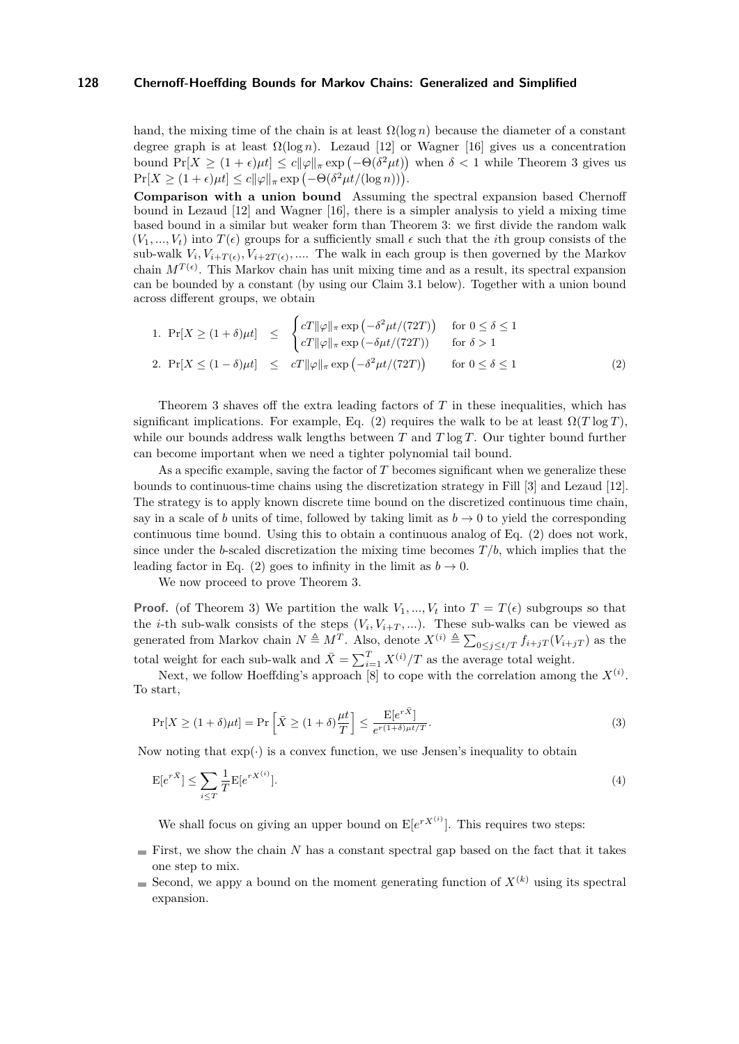hand, the mixing time of the chain is at least $\Omega(\log n)$ because the diameter of a constant degree graph is at least $\Omega(\log n)$. Lezaud [12] or Wagner [16] gives us a concentration bound $\Pr[X \geq (1+\epsilon)\mu t] \leq c\|\varphi\|_\pi \exp\left(-\Theta(\delta^2 \mu t)\right)$ when $\delta < 1$ while Theorem 3 gives us $\Pr[X \geq (1+\epsilon)\mu t] \leq c\|\varphi\|_\pi \exp\left(-\Theta(\delta^2 \mu t/(\log n))\right)$.

**Comparison with a union bound** Assuming the spectral expansion based Chernoff bound in Lezaud [12] and Wagner [16], there is a simpler analysis to yield a mixing time based bound in a similar but weaker form than Theorem 3: we first divide the random walk $(V_1, ..., V_t)$ into $T(\epsilon)$ groups for a sufficiently small $\epsilon$ such that the $i$th group consists of the sub-walk $V_i, V_{i+T(\epsilon)}, V_{i+2T(\epsilon)}, ....$ The walk in each group is then governed by the Markov chain $M^{T(\epsilon)}$. This Markov chain has unit mixing time and as a result, its spectral expansion can be bounded by a constant (by using our Claim 3.1 below). Together with a union bound across different groups, we obtain

$$
\begin{aligned}
&1.\ \Pr[X \geq (1+\delta)\mu t] \quad \leq \quad \begin{cases} cT\|\varphi\|_\pi \exp\left(-\delta^2 \mu t/(72T)\right) & \text{for } 0 \leq \delta \leq 1 \\ cT\|\varphi\|_\pi \exp\left(-\delta \mu t/(72T)\right) & \text{for } \delta > 1 \end{cases} \\
&2.\ \Pr[X \leq (1-\delta)\mu t] \quad \leq \quad cT\|\varphi\|_\pi \exp\left(-\delta^2 \mu t/(72T)\right) \qquad \text{for } 0 \leq \delta \leq 1
\end{aligned}
\tag{2}
$$

Theorem 3 shaves off the extra leading factors of $T$ in these inequalities, which has significant implications. For example, Eq. (2) requires the walk to be at least $\Omega(T \log T)$, while our bounds address walk lengths between $T$ and $T \log T$. Our tighter bound further can become important when we need a tighter polynomial tail bound.

As a specific example, saving the factor of $T$ becomes significant when we generalize these bounds to continuous-time chains using the discretization strategy in Fill [3] and Lezaud [12]. The strategy is to apply known discrete time bound on the discretized continuous time chain, say in a scale of $b$ units of time, followed by taking limit as $b \to 0$ to yield the corresponding continuous time bound. Using this to obtain a continuous analog of Eq. (2) does not work, since under the $b$-scaled discretization the mixing time becomes $T/b$, which implies that the leading factor in Eq. (2) goes to infinity in the limit as $b \to 0$.

We now proceed to prove Theorem 3.

**Proof.** (of Theorem 3) We partition the walk $V_1, ..., V_t$ into $T = T(\epsilon)$ subgroups so that the $i$-th sub-walk consists of the steps $(V_i, V_{i+T}, ...)$. These sub-walks can be viewed as generated from Markov chain $N \triangleq M^T$. Also, denote $X^{(i)} \triangleq \sum_{0 \leq j \leq t/T} f_{i+jT}(V_{i+jT})$ as the total weight for each sub-walk and $\bar{X} = \sum_{i=1}^{T} X^{(i)}/T$ as the average total weight.

Next, we follow Hoeffding's approach [8] to cope with the correlation among the $X^{(i)}$. To start,

$$
\Pr[X \geq (1+\delta)\mu t] = \Pr\left[\bar{X} \geq (1+\delta)\frac{\mu t}{T}\right] \leq \frac{\mathrm{E}[e^{r\bar{X}}]}{e^{r(1+\delta)\mu t/T}}. \tag{3}
$$

Now noting that $\exp(\cdot)$ is a convex function, we use Jensen's inequality to obtain

$$
\mathrm{E}[e^{r\bar{X}}] \leq \sum_{i \leq T} \frac{1}{T} \mathrm{E}[e^{rX^{(i)}}]. \tag{4}
$$

We shall focus on giving an upper bound on $\mathrm{E}[e^{rX^{(i)}}]$. This requires two steps:

- First, we show the chain $N$ has a constant spectral gap based on the fact that it takes one step to mix.
- Second, we appy a bound on the moment generating function of $X^{(k)}$ using its spectral expansion.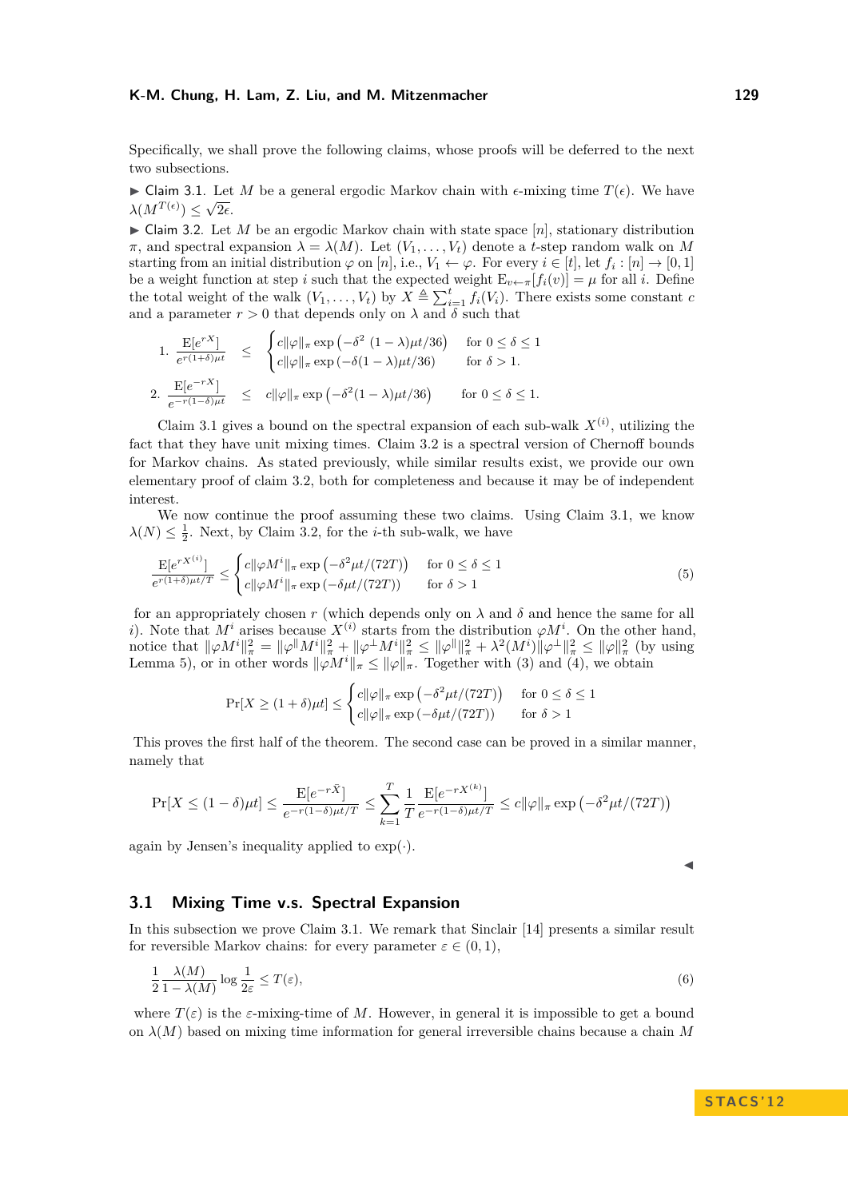Specifically, we shall prove the following claims, whose proofs will be deferred to the next two subsections.

▶ Claim 3.1. Let $M$ be a general ergodic Markov chain with $\epsilon$-mixing time $T(\epsilon)$. We have $\lambda(M^{T(\epsilon)}) \leq \sqrt{2\epsilon}$.

▶ Claim 3.2. Let $M$ be an ergodic Markov chain with state space $[n]$, stationary distribution $\pi$, and spectral expansion $\lambda = \lambda(M)$. Let $(V_1, \ldots, V_t)$ denote a $t$-step random walk on $M$ starting from an initial distribution $\varphi$ on $[n]$, i.e., $V_1 \leftarrow \varphi$. For every $i \in [t]$, let $f_i : [n] \to [0, 1]$ be a weight function at step $i$ such that the expected weight $\mathrm{E}_{v \leftarrow \pi}[f_i(v)] = \mu$ for all $i$. Define the total weight of the walk $(V_1, \ldots, V_t)$ by $X \triangleq \sum_{i=1}^{t} f_i(V_i)$. There exists some constant $c$ and a parameter $r > 0$ that depends only on $\lambda$ and $\delta$ such that

$$1.\quad \frac{\mathrm{E}[e^{rX}]}{e^{r(1+\delta)\mu t}} \leq \begin{cases} c\|\varphi\|_\pi \exp\left(-\delta^2 (1-\lambda)\mu t/36\right) & \text{for } 0 \leq \delta \leq 1 \\ c\|\varphi\|_\pi \exp\left(-\delta(1-\lambda)\mu t/36\right) & \text{for } \delta > 1. \end{cases}$$

$$2.\quad \frac{\mathrm{E}[e^{-rX}]}{e^{-r(1-\delta)\mu t}} \leq c\|\varphi\|_\pi \exp\left(-\delta^2(1-\lambda)\mu t/36\right) \qquad \text{for } 0 \leq \delta \leq 1.$$

Claim 3.1 gives a bound on the spectral expansion of each sub-walk $X^{(i)}$, utilizing the fact that they have unit mixing times. Claim 3.2 is a spectral version of Chernoff bounds for Markov chains. As stated previously, while similar results exist, we provide our own elementary proof of claim 3.2, both for completeness and because it may be of independent interest.

We now continue the proof assuming these two claims. Using Claim 3.1, we know $\lambda(N) \leq \frac{1}{2}$. Next, by Claim 3.2, for the $i$-th sub-walk, we have

$$\frac{\mathrm{E}[e^{rX^{(i)}}]}{e^{r(1+\delta)\mu t/T}} \leq \begin{cases} c\|\varphi M^i\|_\pi \exp\left(-\delta^2\mu t/(72T)\right) & \text{for } 0 \leq \delta \leq 1 \\ c\|\varphi M^i\|_\pi \exp\left(-\delta\mu t/(72T)\right) & \text{for } \delta > 1 \end{cases} \tag{5}$$

for an appropriately chosen $r$ (which depends only on $\lambda$ and $\delta$ and hence the same for all $i$). Note that $M^i$ arises because $X^{(i)}$ starts from the distribution $\varphi M^i$. On the other hand, notice that $\|\varphi M^i\|_\pi^2 = \|\varphi^\| M^i\|_\pi^2 + \|\varphi^\perp M^i\|_\pi^2 \leq \|\varphi^\|\|_\pi^2 + \lambda^2(M^i)\|\varphi^\perp\|_\pi^2 \leq \|\varphi\|_\pi^2$ (by using Lemma 5), or in other words $\|\varphi M^i\|_\pi \leq \|\varphi\|_\pi$. Together with (3) and (4), we obtain

$$\Pr[X \geq (1+\delta)\mu t] \leq \begin{cases} c\|\varphi\|_\pi \exp\left(-\delta^2\mu t/(72T)\right) & \text{for } 0 \leq \delta \leq 1 \\ c\|\varphi\|_\pi \exp\left(-\delta\mu t/(72T)\right) & \text{for } \delta > 1 \end{cases}$$

This proves the first half of the theorem. The second case can be proved in a similar manner, namely that

$$\Pr[X \leq (1-\delta)\mu t] \leq \frac{\mathrm{E}[e^{-r\bar{X}}]}{e^{-r(1-\delta)\mu t/T}} \leq \sum_{k=1}^{T} \frac{1}{T} \frac{\mathrm{E}[e^{-rX^{(k)}}]}{e^{-r(1-\delta)\mu t/T}} \leq c\|\varphi\|_\pi \exp\left(-\delta^2\mu t/(72T)\right)$$

again by Jensen's inequality applied to $\exp(\cdot)$.

◀

## 3.1 Mixing Time v.s. Spectral Expansion

In this subsection we prove Claim 3.1. We remark that Sinclair [14] presents a similar result for reversible Markov chains: for every parameter $\varepsilon \in (0, 1)$,

$$\frac{1}{2}\frac{\lambda(M)}{1-\lambda(M)} \log \frac{1}{2\varepsilon} \leq T(\varepsilon), \tag{6}$$

where $T(\varepsilon)$ is the $\varepsilon$-mixing-time of $M$. However, in general it is impossible to get a bound on $\lambda(M)$ based on mixing time information for general irreversible chains because a chain $M$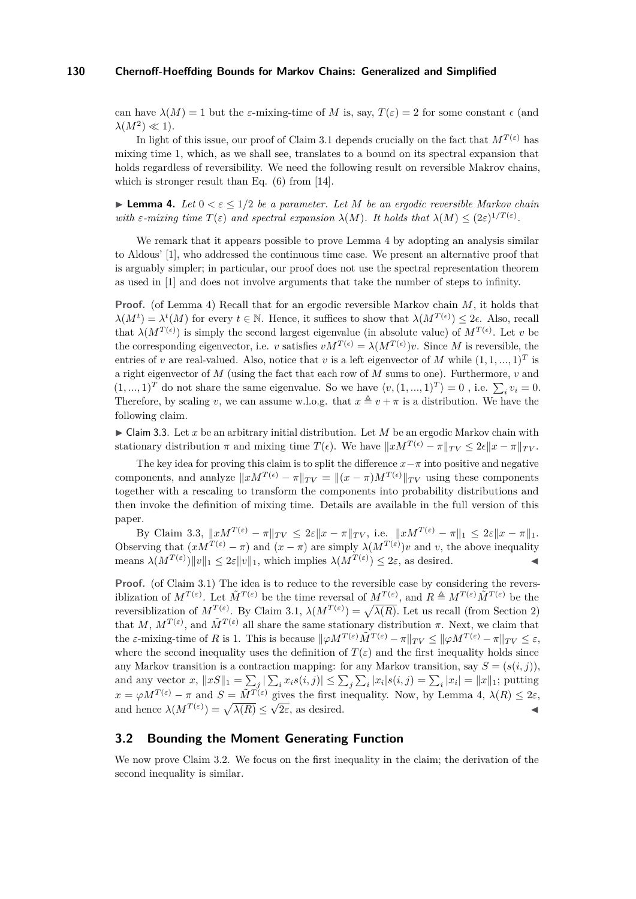can have $\lambda(M) = 1$ but the $\varepsilon$-mixing-time of $M$ is, say, $T(\varepsilon) = 2$ for some constant $\epsilon$ (and $\lambda(M^2) \ll 1$).

In light of this issue, our proof of Claim 3.1 depends crucially on the fact that $M^{T(\varepsilon)}$ has mixing time 1, which, as we shall see, translates to a bound on its spectral expansion that holds regardless of reversibility. We need the following result on reversible Makrov chains, which is stronger result than Eq. (6) from [14].

► **Lemma 4.** *Let $0 < \varepsilon \leq 1/2$ be a parameter. Let $M$ be an ergodic reversible Markov chain with $\varepsilon$-mixing time $T(\varepsilon)$ and spectral expansion $\lambda(M)$. It holds that $\lambda(M) \leq (2\varepsilon)^{1/T(\varepsilon)}$.*

We remark that it appears possible to prove Lemma 4 by adopting an analysis similar to Aldous' [1], who addressed the continuous time case. We present an alternative proof that is arguably simpler; in particular, our proof does not use the spectral representation theorem as used in [1] and does not involve arguments that take the number of steps to infinity.

**Proof.** (of Lemma 4) Recall that for an ergodic reversible Markov chain $M$, it holds that $\lambda(M^t) = \lambda^t(M)$ for every $t \in \mathbb{N}$. Hence, it suffices to show that $\lambda(M^{T(\epsilon)}) \leq 2\epsilon$. Also, recall that $\lambda(M^{T(\epsilon)})$ is simply the second largest eigenvalue (in absolute value) of $M^{T(\epsilon)}$. Let $v$ be the corresponding eigenvector, i.e. $v$ satisfies $vM^{T(\epsilon)} = \lambda(M^{T(\epsilon)})v$. Since $M$ is reversible, the entries of $v$ are real-valued. Also, notice that $v$ is a left eigenvector of $M$ while $(1, 1, ..., 1)^T$ is a right eigenvector of $M$ (using the fact that each row of $M$ sums to one). Furthermore, $v$ and $(1, ..., 1)^T$ do not share the same eigenvalue. So we have $\langle v, (1, ..., 1)^T \rangle = 0$ , i.e. $\sum_i v_i = 0$. Therefore, by scaling $v$, we can assume w.l.o.g. that $x \triangleq v + \pi$ is a distribution. We have the following claim.

► Claim 3.3. Let $x$ be an arbitrary initial distribution. Let $M$ be an ergodic Markov chain with stationary distribution $\pi$ and mixing time $T(\epsilon)$. We have $\|xM^{T(\epsilon)} - \pi\|_{TV} \leq 2\epsilon\|x - \pi\|_{TV}$.

The key idea for proving this claim is to split the difference $x-\pi$ into positive and negative components, and analyze $\|xM^{T(\epsilon)} - \pi\|_{TV} = \|(x - \pi)M^{T(\epsilon)}\|_{TV}$ using these components together with a rescaling to transform the components into probability distributions and then invoke the definition of mixing time. Details are available in the full version of this paper.

By Claim 3.3, $\|xM^{T(\varepsilon)} - \pi\|_{TV} \leq 2\varepsilon\|x - \pi\|_{TV}$, i.e. $\|xM^{T(\varepsilon)} - \pi\|_1 \leq 2\varepsilon\|x - \pi\|_1$. Observing that $(xM^{T(\varepsilon)} - \pi)$ and $(x - \pi)$ are simply $\lambda(M^{T(\varepsilon)})v$ and $v$, the above inequality means $\lambda(M^{T(\varepsilon)})\|v\|_1 \leq 2\varepsilon\|v\|_1$, which implies $\lambda(M^{T(\varepsilon)}) \leq 2\varepsilon$, as desired. ◄

**Proof.** (of Claim 3.1) The idea is to reduce to the reversible case by considering the reversiblization of $M^{T(\varepsilon)}$. Let $\tilde{M}^{T(\varepsilon)}$ be the time reversal of $M^{T(\varepsilon)}$, and $R \triangleq M^{T(\varepsilon)}\tilde{M}^{T(\varepsilon)}$ be the reversiblization of $M^{T(\varepsilon)}$. By Claim 3.1, $\lambda(M^{T(\varepsilon)}) = \sqrt{\lambda(R)}$. Let us recall (from Section 2) that $M$, $M^{T(\varepsilon)}$, and $\tilde{M}^{T(\varepsilon)}$ all share the same stationary distribution $\pi$. Next, we claim that the $\varepsilon$-mixing-time of $R$ is 1. This is because $\|\varphi M^{T(\varepsilon)}\tilde{M}^{T(\varepsilon)} - \pi\|_{TV} \leq \|\varphi M^{T(\varepsilon)} - \pi\|_{TV} \leq \varepsilon$, where the second inequality uses the definition of $T(\varepsilon)$ and the first inequality holds since any Markov transition is a contraction mapping: for any Markov transition, say $S = (s(i, j))$, and any vector $x$, $\|xS\|_1 = \sum_j |\sum_i x_i s(i, j)| \leq \sum_j \sum_i |x_i| s(i, j) = \sum_i |x_i| = \|x\|_1$; putting $x = \varphi M^{T(\varepsilon)} - \pi$ and $S = \tilde{M}^{T(\varepsilon)}$ gives the first inequality. Now, by Lemma 4, $\lambda(R) \leq 2\varepsilon$, and hence $\lambda(M^{T(\varepsilon)}) = \sqrt{\lambda(R)} \leq \sqrt{2\varepsilon}$, as desired. ◄

## 3.2 Bounding the Moment Generating Function

We now prove Claim 3.2. We focus on the first inequality in the claim; the derivation of the second inequality is similar.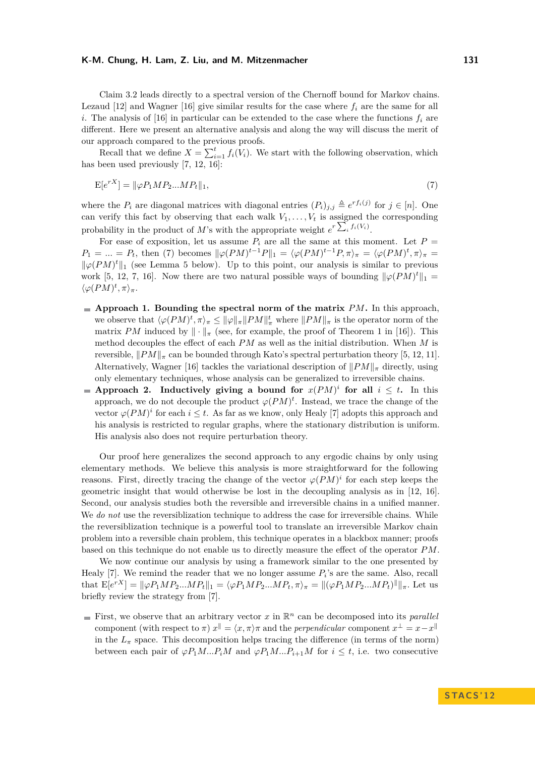Claim 3.2 leads directly to a spectral version of the Chernoff bound for Markov chains. Lezaud [12] and Wagner [16] give similar results for the case where $f_i$ are the same for all $i$. The analysis of [16] in particular can be extended to the case where the functions $f_i$ are different. Here we present an alternative analysis and along the way will discuss the merit of our approach compared to the previous proofs.

Recall that we define $X = \sum_{i=1}^{t} f_i(V_i)$. We start with the following observation, which has been used previously [7, 12, 16]:

$$\mathrm{E}[e^{rX}] = \|\varphi P_1 M P_2 ... M P_t\|_1, \tag{7}$$

where the $P_i$ are diagonal matrices with diagonal entries $(P_i)_{j,j} \triangleq e^{r f_i(j)}$ for $j \in [n]$. One can verify this fact by observing that each walk $V_1, \ldots, V_t$ is assigned the corresponding probability in the product of $M$'s with the appropriate weight $e^{r \sum_i f_i(V_i)}$.

For ease of exposition, let us assume $P_i$ are all the same at this moment. Let $P = P_1 = ... = P_t$, then (7) becomes $\|\varphi(PM)^{t-1}P\|_1 = \langle \varphi(PM)^{t-1}P, \pi\rangle_\pi = \langle \varphi(PM)^t, \pi\rangle_\pi = \|\varphi(PM)^t\|_1$ (see Lemma 5 below). Up to this point, our analysis is similar to previous work [5, 12, 7, 16]. Now there are two natural possible ways of bounding $\|\varphi(PM)^t\|_1 = \langle \varphi(PM)^t, \pi\rangle_\pi$.

- **Approach 1. Bounding the spectral norm of the matrix $PM$.** In this approach, we observe that $\langle \varphi(PM)^t, \pi\rangle_\pi \leq \|\varphi\|_\pi \|PM\|_\pi^t$ where $\|PM\|_\pi$ is the operator norm of the matrix $PM$ induced by $\|\cdot\|_\pi$ (see, for example, the proof of Theorem 1 in [16]). This method decouples the effect of each $PM$ as well as the initial distribution. When $M$ is reversible, $\|PM\|_\pi$ can be bounded through Kato's spectral perturbation theory [5, 12, 11]. Alternatively, Wagner [16] tackles the variational description of $\|PM\|_\pi$ directly, using only elementary techniques, whose analysis can be generalized to irreversible chains.
- **Approach 2. Inductively giving a bound for $x(PM)^i$ for all $i \leq t$.** In this approach, we do not decouple the product $\varphi(PM)^t$. Instead, we trace the change of the vector $\varphi(PM)^i$ for each $i \leq t$. As far as we know, only Healy [7] adopts this approach and his analysis is restricted to regular graphs, where the stationary distribution is uniform. His analysis also does not require perturbation theory.

Our proof here generalizes the second approach to any ergodic chains by only using elementary methods. We believe this analysis is more straightforward for the following reasons. First, directly tracing the change of the vector $\varphi(PM)^i$ for each step keeps the geometric insight that would otherwise be lost in the decoupling analysis as in [12, 16]. Second, our analysis studies both the reversible and irreversible chains in a unified manner. We *do not* use the reversiblization technique to address the case for irreversible chains. While the reversiblization technique is a powerful tool to translate an irreversible Markov chain problem into a reversible chain problem, this technique operates in a blackbox manner; proofs based on this technique do not enable us to directly measure the effect of the operator $PM$.

We now continue our analysis by using a framework similar to the one presented by Healy [7]. We remind the reader that we no longer assume $P_i$'s are the same. Also, recall that $\mathrm{E}[e^{rX}] = \|\varphi P_1 M P_2 ... M P_t\|_1 = \langle \varphi P_1 M P_2 ... M P_t, \pi\rangle_\pi = \|(\varphi P_1 M P_2 ... M P_t)^{\|}\|_\pi$. Let us briefly review the strategy from [7].

- First, we observe that an arbitrary vector $x$ in $\mathbb{R}^n$ can be decomposed into its *parallel* component (with respect to $\pi$) $x^{\|} = \langle x, \pi\rangle \pi$ and the *perpendicular* component $x^{\perp} = x - x^{\|}$ in the $L_\pi$ space. This decomposition helps tracing the difference (in terms of the norm) between each pair of $\varphi P_1 M ... P_i M$ and $\varphi P_1 M ... P_{i+1} M$ for $i \leq t$, i.e. two consecutive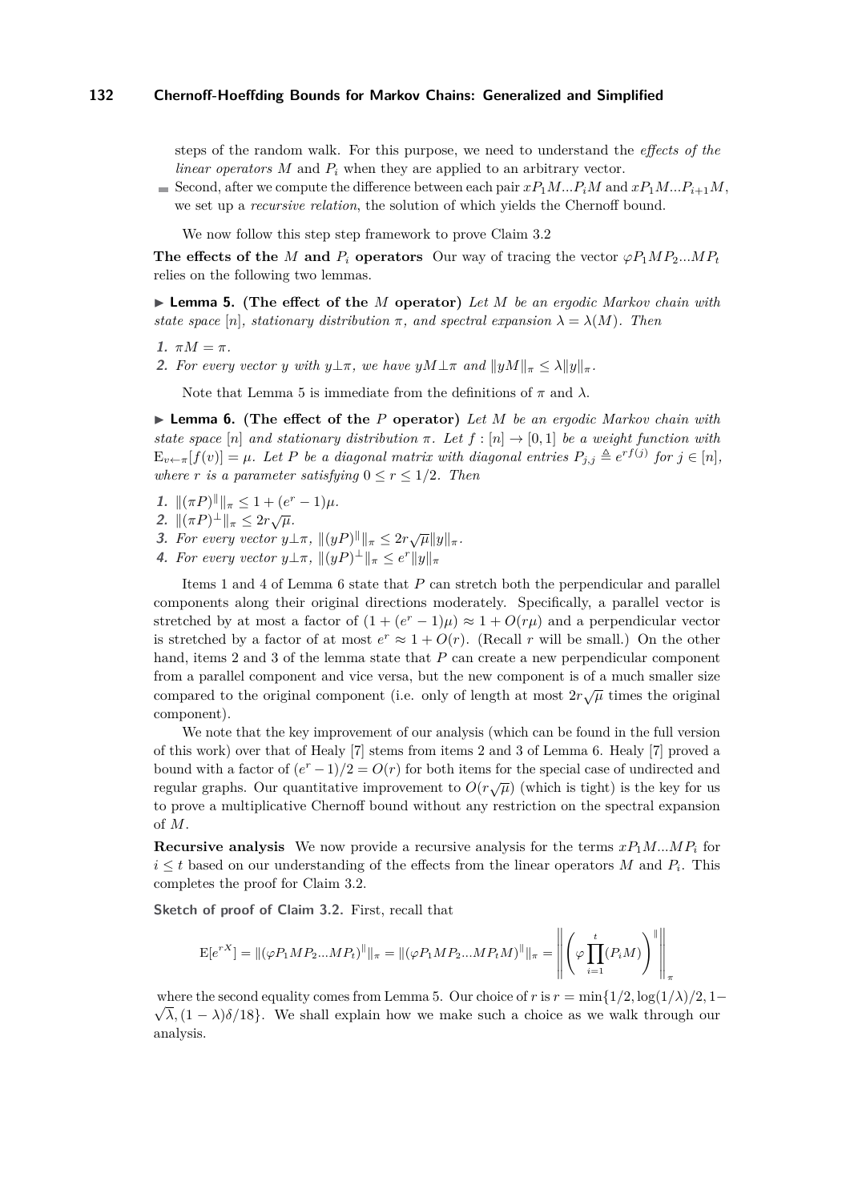steps of the random walk. For this purpose, we need to understand the *effects of the linear operators* $M$ and $P_i$ when they are applied to an arbitrary vector.

- Second, after we compute the difference between each pair $xP_1M...P_iM$ and $xP_1M...P_{i+1}M$, we set up a *recursive relation*, the solution of which yields the Chernoff bound.

We now follow this step step framework to prove Claim 3.2

**The effects of the $M$ and $P_i$ operators** Our way of tracing the vector $\varphi P_1 M P_2 ... M P_t$ relies on the following two lemmas.

▶ **Lemma 5. (The effect of the $M$ operator)** *Let $M$ be an ergodic Markov chain with state space $[n]$, stationary distribution $\pi$, and spectral expansion $\lambda = \lambda(M)$. Then*

1. $\pi M = \pi$.
2. *For every vector $y$ with $y \perp \pi$, we have $yM \perp \pi$ and $\|yM\|_\pi \leq \lambda \|y\|_\pi$.*

Note that Lemma 5 is immediate from the definitions of $\pi$ and $\lambda$.

▶ **Lemma 6. (The effect of the $P$ operator)** *Let $M$ be an ergodic Markov chain with state space $[n]$ and stationary distribution $\pi$. Let $f : [n] \to [0, 1]$ be a weight function with $\mathrm{E}_{v \leftarrow \pi}[f(v)] = \mu$. Let $P$ be a diagonal matrix with diagonal entries $P_{j,j} \triangleq e^{rf(j)}$ for $j \in [n]$, where $r$ is a parameter satisfying $0 \leq r \leq 1/2$. Then*

1. $\|(\pi P)^{\parallel}\|_\pi \leq 1 + (e^r - 1)\mu$.
2. $\|(\pi P)^{\perp}\|_\pi \leq 2r\sqrt{\mu}$.
3. *For every vector $y \perp \pi$, $\|(yP)^{\parallel}\|_\pi \leq 2r\sqrt{\mu}\|y\|_\pi$.*
4. *For every vector $y \perp \pi$, $\|(yP)^{\perp}\|_\pi \leq e^r \|y\|_\pi$*

Items 1 and 4 of Lemma 6 state that $P$ can stretch both the perpendicular and parallel components along their original directions moderately. Specifically, a parallel vector is stretched by at most a factor of $(1 + (e^r - 1)\mu) \approx 1 + O(r\mu)$ and a perpendicular vector is stretched by a factor of at most $e^r \approx 1 + O(r)$. (Recall $r$ will be small.) On the other hand, items 2 and 3 of the lemma state that $P$ can create a new perpendicular component from a parallel component and vice versa, but the new component is of a much smaller size compared to the original component (i.e. only of length at most $2r\sqrt{\mu}$ times the original component).

We note that the key improvement of our analysis (which can be found in the full version of this work) over that of Healy [7] stems from items 2 and 3 of Lemma 6. Healy [7] proved a bound with a factor of $(e^r - 1)/2 = O(r)$ for both items for the special case of undirected and regular graphs. Our quantitative improvement to $O(r\sqrt{\mu})$ (which is tight) is the key for us to prove a multiplicative Chernoff bound without any restriction on the spectral expansion of $M$.

**Recursive analysis** We now provide a recursive analysis for the terms $xP_1M...MP_i$ for $i \leq t$ based on our understanding of the effects from the linear operators $M$ and $P_i$. This completes the proof for Claim 3.2.

**Sketch of proof of Claim 3.2.** First, recall that

$$\mathrm{E}[e^{rX}] = \|(\varphi P_1 M P_2 ... M P_t)^{\parallel}\|_\pi = \|(\varphi P_1 M P_2 ... M P_t M)^{\parallel}\|_\pi = \left\| \left( \varphi \prod_{i=1}^{t} (P_i M) \right)^{\parallel} \right\|_\pi$$

where the second equality comes from Lemma 5. Our choice of $r$ is $r = \min\{1/2, \log(1/\lambda)/2, 1 - \sqrt{\lambda}, (1 - \lambda)\delta/18\}$. We shall explain how we make such a choice as we walk through our analysis.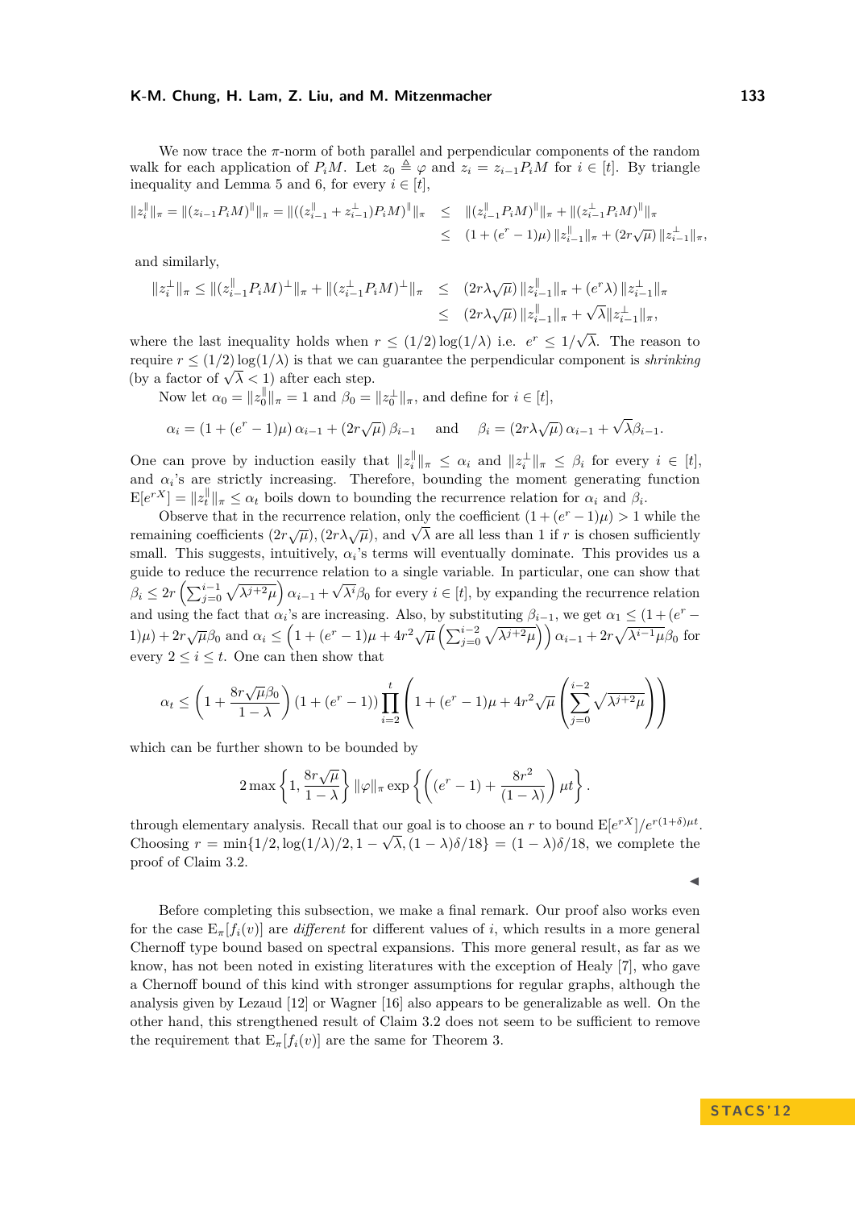We now trace the $\pi$-norm of both parallel and perpendicular components of the random walk for each application of $P_i M$. Let $z_0 \triangleq \varphi$ and $z_i = z_{i-1} P_i M$ for $i \in [t]$. By triangle inequality and Lemma 5 and 6, for every $i \in [t]$,

$$
\begin{aligned}
\|z_i^{\|}\|_\pi = \|(z_{i-1}P_iM)^{\|}\|_\pi = \|((z_{i-1}^{\|} + z_{i-1}^{\perp})P_iM)^{\|}\|_\pi &\leq \|(z_{i-1}^{\|}P_iM)^{\|}\|_\pi + \|(z_{i-1}^{\perp}P_iM)^{\|}\|_\pi \\
&\leq (1 + (e^r - 1)\mu)\,\|z_{i-1}^{\|}\|_\pi + (2r\sqrt{\mu})\,\|z_{i-1}^{\perp}\|_\pi,
\end{aligned}
$$

and similarly,

$$
\begin{aligned}
\|z_i^{\perp}\|_\pi \leq \|(z_{i-1}^{\|}P_iM)^{\perp}\|_\pi + \|(z_{i-1}^{\perp}P_iM)^{\perp}\|_\pi &\leq (2r\lambda\sqrt{\mu})\,\|z_{i-1}^{\|}\|_\pi + (e^r\lambda)\,\|z_{i-1}^{\perp}\|_\pi \\
&\leq (2r\lambda\sqrt{\mu})\,\|z_{i-1}^{\|}\|_\pi + \sqrt{\lambda}\|z_{i-1}^{\perp}\|_\pi,
\end{aligned}
$$

where the last inequality holds when $r \leq (1/2)\log(1/\lambda)$ i.e. $e^r \leq 1/\sqrt{\lambda}$. The reason to require $r \leq (1/2)\log(1/\lambda)$ is that we can guarantee the perpendicular component is *shrinking* (by a factor of $\sqrt{\lambda} < 1$) after each step.

Now let $\alpha_0 = \|z_0^{\|}\|_\pi = 1$ and $\beta_0 = \|z_0^{\perp}\|_\pi$, and define for $i \in [t]$,

$$
\alpha_i = (1 + (e^r - 1)\mu)\,\alpha_{i-1} + (2r\sqrt{\mu})\,\beta_{i-1} \quad \text{and} \quad \beta_i = (2r\lambda\sqrt{\mu})\,\alpha_{i-1} + \sqrt{\lambda}\beta_{i-1}.
$$

One can prove by induction easily that $\|z_i^{\|}\|_\pi \leq \alpha_i$ and $\|z_i^{\perp}\|_\pi \leq \beta_i$ for every $i \in [t]$, and $\alpha_i$'s are strictly increasing. Therefore, bounding the moment generating function $\mathrm{E}[e^{rX}] = \|z_t^{\|}\|_\pi \leq \alpha_t$ boils down to bounding the recurrence relation for $\alpha_i$ and $\beta_i$.

Observe that in the recurrence relation, only the coefficient $(1 + (e^r - 1)\mu) > 1$ while the remaining coefficients $(2r\sqrt{\mu}), (2r\lambda\sqrt{\mu})$, and $\sqrt{\lambda}$ are all less than 1 if $r$ is chosen sufficiently small. This suggests, intuitively, $\alpha_i$'s terms will eventually dominate. This provides us a guide to reduce the recurrence relation to a single variable. In particular, one can show that $\beta_i \leq 2r\left(\sum_{j=0}^{i-1}\sqrt{\lambda^{j+2}\mu}\right)\alpha_{i-1} + \sqrt{\lambda^i}\beta_0$ for $i \in [t]$, by expanding the recurrence relation and using the fact that $\alpha_i$'s are increasing. Also, by substituting $\beta_{i-1}$, we get $\alpha_1 \leq (1 + (e^r - 1)\mu) + 2r\sqrt{\mu}\beta_0$ and $\alpha_i \leq \left(1 + (e^r - 1)\mu + 4r^2\sqrt{\mu}\left(\sum_{j=0}^{i-2}\sqrt{\lambda^{j+2}\mu}\right)\right)\alpha_{i-1} + 2r\sqrt{\lambda^{i-1}\mu}\beta_0$ for every $2 \leq i \leq t$. One can then show that

$$
\alpha_t \leq \left(1 + \frac{8r\sqrt{\mu}\beta_0}{1 - \lambda}\right)(1 + (e^r - 1))\prod_{i=2}^{t}\left(1 + (e^r - 1)\mu + 4r^2\sqrt{\mu}\left(\sum_{j=0}^{i-2}\sqrt{\lambda^{j+2}\mu}\right)\right)
$$

which can be further shown to be bounded by

$$
2\max\left\{1, \frac{8r\sqrt{\mu}}{1 - \lambda}\right\}\|\varphi\|_\pi \exp\left\{\left((e^r - 1) + \frac{8r^2}{(1 - \lambda)}\right)\mu t\right\}.
$$

through elementary analysis. Recall that our goal is to choose an $r$ to bound $\mathrm{E}[e^{rX}]/e^{r(1+\delta)\mu t}$. Choosing $r = \min\{1/2, \log(1/\lambda)/2, 1 - \sqrt{\lambda}, (1 - \lambda)\delta/18\} = (1 - \lambda)\delta/18$, we complete the proof of Claim 3.2.

◀

Before completing this subsection, we make a final remark. Our proof also works even for the case $\mathrm{E}_\pi[f_i(v)]$ are *different* for different values of $i$, which results in a more general Chernoff type bound based on spectral expansions. This more general result, as far as we know, has not been noted in existing literatures with the exception of Healy [7], who gave a Chernoff bound of this kind with stronger assumptions for regular graphs, although the analysis given by Lezaud [12] or Wagner [16] also appears to be generalizable as well. On the other hand, this strengthened result of Claim 3.2 does not seem to be sufficient to remove the requirement that $\mathrm{E}_\pi[f_i(v)]$ are the same for Theorem 3.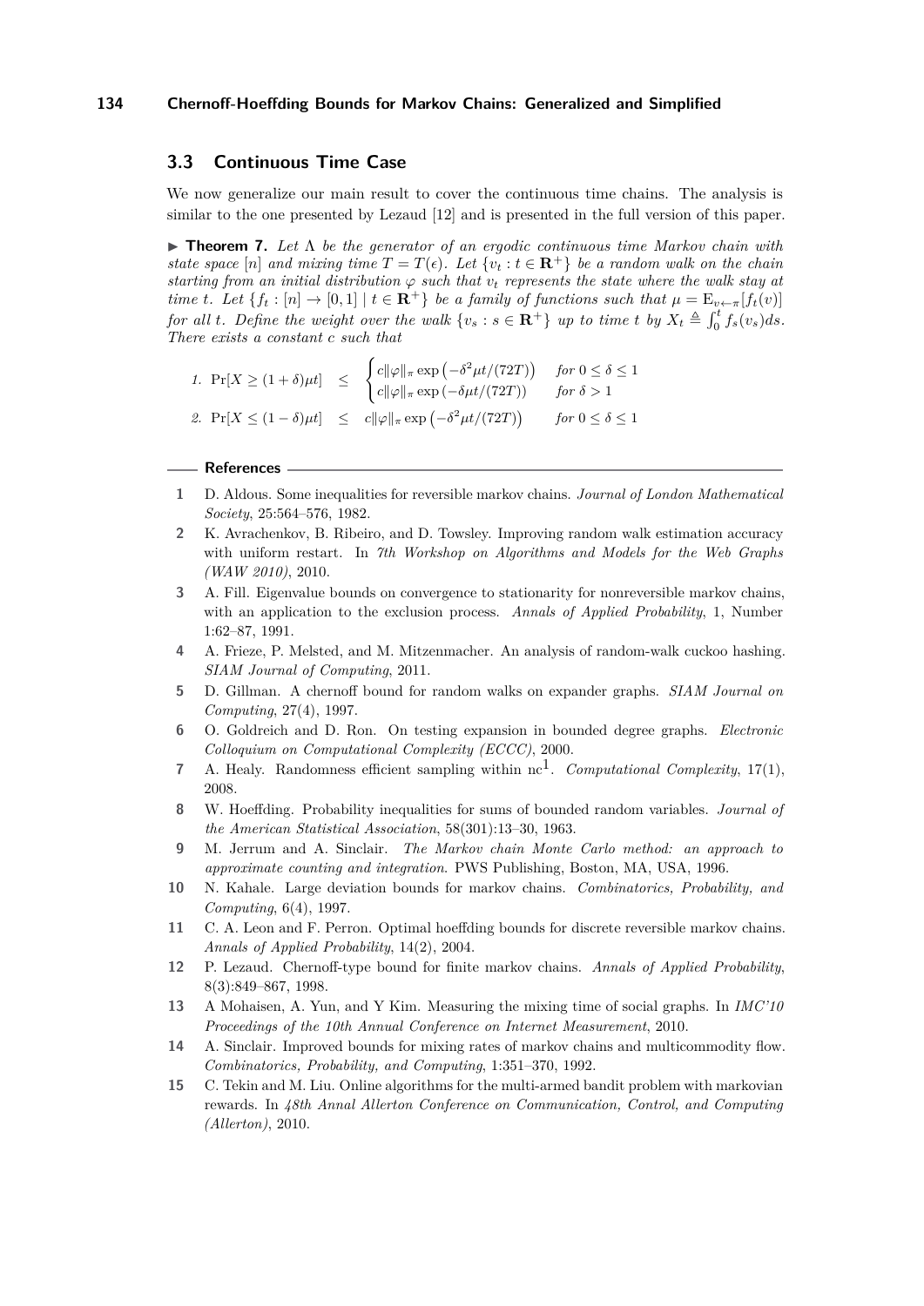## 3.3 Continuous Time Case

We now generalize our main result to cover the continuous time chains. The analysis is similar to the one presented by Lezaud [12] and is presented in the full version of this paper.

▶ **Theorem 7.** *Let $\Lambda$ be the generator of an ergodic continuous time Markov chain with state space $[n]$ and mixing time $T = T(\epsilon)$. Let $\{v_t : t \in \mathbf{R}^+\}$ be a random walk on the chain starting from an initial distribution $\varphi$ such that $v_t$ represents the state where the walk stay at time $t$. Let $\{f_t : [n] \to [0,1] \mid t \in \mathbf{R}^+\}$ be a family of functions such that $\mu = \mathrm{E}_{v \leftarrow \pi}[f_t(v)]$ for all $t$. Define the weight over the walk $\{v_s : s \in \mathbf{R}^+\}$ up to time $t$ by $X_t \triangleq \int_0^t f_s(v_s)ds$. There exists a constant $c$ such that*

1. $\Pr[X \geq (1+\delta)\mu t] \leq \begin{cases} c\|\varphi\|_\pi \exp\left(-\delta^2 \mu t/(72T)\right) & \text{for } 0 \leq \delta \leq 1 \\ c\|\varphi\|_\pi \exp\left(-\delta \mu t/(72T)\right) & \text{for } \delta > 1 \end{cases}$
2. $\Pr[X \leq (1-\delta)\mu t] \leq c\|\varphi\|_\pi \exp\left(-\delta^2 \mu t/(72T)\right) \quad \text{for } 0 \leq \delta \leq 1$

## References

1. D. Aldous. Some inequalities for reversible markov chains. *Journal of London Mathematical Society*, 25:564–576, 1982.
2. K. Avrachenkov, B. Ribeiro, and D. Towsley. Improving random walk estimation accuracy with uniform restart. In *7th Workshop on Algorithms and Models for the Web Graphs (WAW 2010)*, 2010.
3. A. Fill. Eigenvalue bounds on convergence to stationarity for nonreversible markov chains, with an application to the exclusion process. *Annals of Applied Probability*, 1, Number 1:62–87, 1991.
4. A. Frieze, P. Melsted, and M. Mitzenmacher. An analysis of random-walk cuckoo hashing. *SIAM Journal of Computing*, 2011.
5. D. Gillman. A chernoff bound for random walks on expander graphs. *SIAM Journal on Computing*, 27(4), 1997.
6. O. Goldreich and D. Ron. On testing expansion in bounded degree graphs. *Electronic Colloquium on Computational Complexity (ECCC)*, 2000.
7. A. Healy. Randomness efficient sampling within $\mathrm{nc}^1$. *Computational Complexity*, 17(1), 2008.
8. W. Hoeffding. Probability inequalities for sums of bounded random variables. *Journal of the American Statistical Association*, 58(301):13–30, 1963.
9. M. Jerrum and A. Sinclair. *The Markov chain Monte Carlo method: an approach to approximate counting and integration*. PWS Publishing, Boston, MA, USA, 1996.
10. N. Kahale. Large deviation bounds for markov chains. *Combinatorics, Probability, and Computing*, 6(4), 1997.
11. C. A. Leon and F. Perron. Optimal hoeffding bounds for discrete reversible markov chains. *Annals of Applied Probability*, 14(2), 2004.
12. P. Lezaud. Chernoff-type bound for finite markov chains. *Annals of Applied Probability*, 8(3):849–867, 1998.
13. A Mohaisen, A. Yun, and Y Kim. Measuring the mixing time of social graphs. In *IMC'10 Proceedings of the 10th Annual Conference on Internet Measurement*, 2010.
14. A. Sinclair. Improved bounds for mixing rates of markov chains and multicommodity flow. *Combinatorics, Probability, and Computing*, 1:351–370, 1992.
15. C. Tekin and M. Liu. Online algorithms for the multi-armed bandit problem with markovian rewards. In *48th Annal Allerton Conference on Communication, Control, and Computing (Allerton)*, 2010.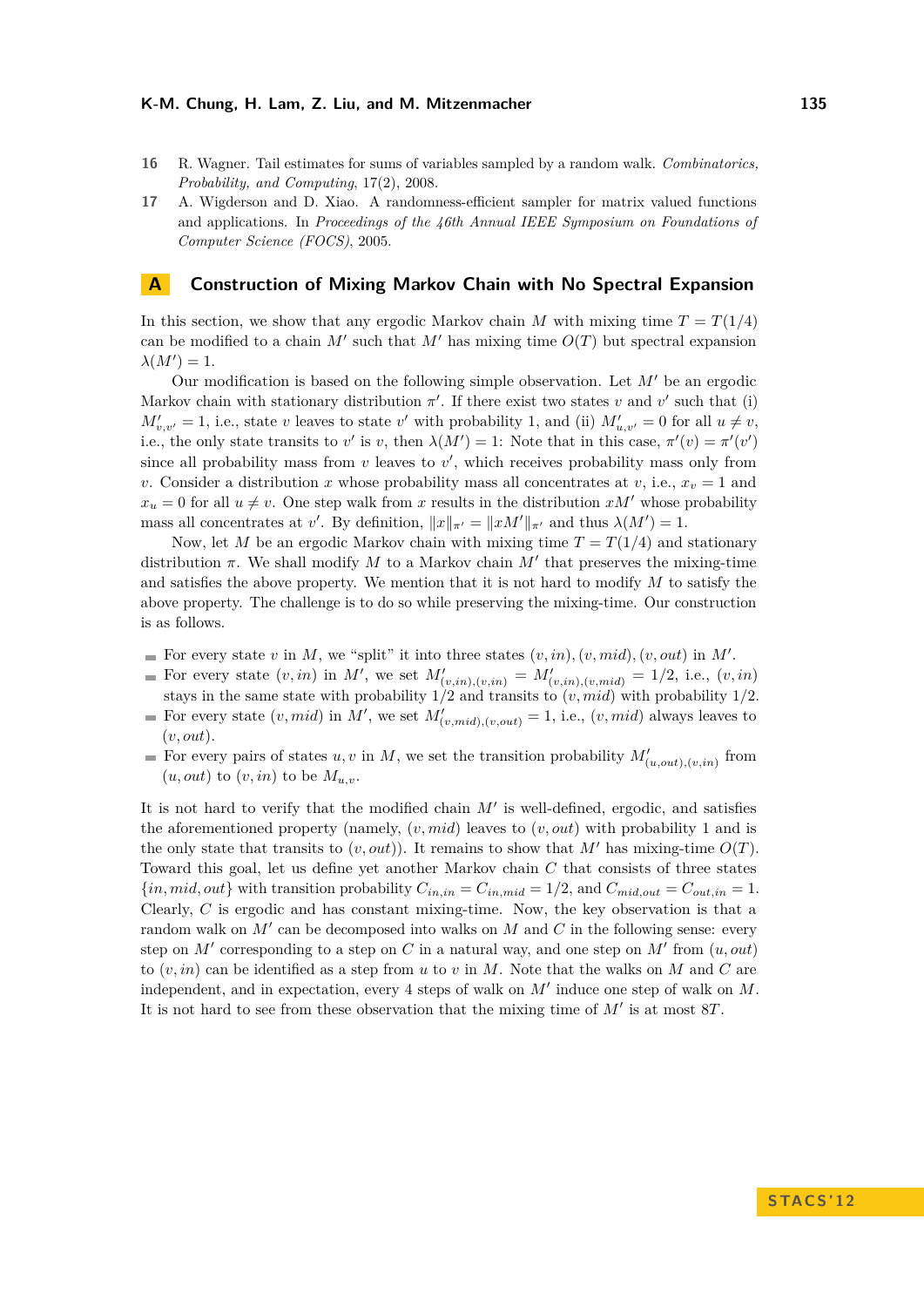16. R. Wagner. Tail estimates for sums of variables sampled by a random walk. *Combinatorics, Probability, and Computing*, 17(2), 2008.
17. A. Wigderson and D. Xiao. A randomness-efficient sampler for matrix valued functions and applications. In *Proceedings of the 46th Annual IEEE Symposium on Foundations of Computer Science (FOCS)*, 2005.

## A Construction of Mixing Markov Chain with No Spectral Expansion

In this section, we show that any ergodic Markov chain $M$ with mixing time $T = T(1/4)$ can be modified to a chain $M'$ such that $M'$ has mixing time $O(T)$ but spectral expansion $\lambda(M') = 1$.

Our modification is based on the following simple observation. Let $M'$ be an ergodic Markov chain with stationary distribution $\pi'$. If there exist two states $v$ and $v'$ such that (i) $M'_{v,v'} = 1$, i.e., state $v$ leaves to state $v'$ with probability 1, and (ii) $M'_{u,v'} = 0$ for all $u \neq v$, i.e., the only state transits to $v'$ is $v$, then $\lambda(M') = 1$: Note that in this case, $\pi'(v) = \pi'(v')$ since all probability mass from $v$ leaves to $v'$, which receives probability mass only from $v$. Consider a distribution $x$ whose probability mass all concentrates at $v$, i.e., $x_v = 1$ and $x_u = 0$ for all $u \neq v$. One step walk from $x$ results in the distribution $xM'$ whose probability mass all concentrates at $v'$. By definition, $\|x\|_{\pi'} = \|xM'\|_{\pi'}$ and thus $\lambda(M') = 1$.

Now, let $M$ be an ergodic Markov chain with mixing time $T = T(1/4)$ and stationary distribution $\pi$. We shall modify $M$ to a Markov chain $M'$ that preserves the mixing-time and satisfies the above property. We mention that it is not hard to modify $M$ to satisfy the above property. The challenge is to do so while preserving the mixing-time. Our construction is as follows.

- For every state $v$ in $M$, we "split" it into three states $(v, in), (v, mid), (v, out)$ in $M'$.
- For every state $(v, in)$ in $M'$, we set $M'_{(v,in),(v,in)} = M'_{(v,in),(v,mid)} = 1/2$, i.e., $(v, in)$ stays in the same state with probability $1/2$ and transits to $(v, mid)$ with probability $1/2$.
- For every state $(v, mid)$ in $M'$, we set $M'_{(v,mid),(v,out)} = 1$, i.e., $(v, mid)$ always leaves to $(v, out)$.
- For every pairs of states $u, v$ in $M$, we set the transition probability $M'_{(u,out),(v,in)}$ from $(u, out)$ to $(v, in)$ to be $M_{u,v}$.

It is not hard to verify that the modified chain $M'$ is well-defined, ergodic, and satisfies the aforementioned property (namely, $(v, mid)$ leaves to $(v, out)$ with probability 1 and is the only state that transits to $(v, out)$). It remains to show that $M'$ has mixing-time $O(T)$. Toward this goal, let us define yet another Markov chain $C$ that consists of three states $\{in, mid, out\}$ with transition probability $C_{in,in} = C_{in,mid} = 1/2$, and $C_{mid,out} = C_{out,in} = 1$. Clearly, $C$ is ergodic and has constant mixing-time. Now, the key observation is that a random walk on $M'$ can be decomposed into walks on $M$ and $C$ in the following sense: every step on $M'$ corresponding to a step on $C$ in a natural way, and one step on $M'$ from $(u, out)$ to $(v, in)$ can be identified as a step from $u$ to $v$ in $M$. Note that the walks on $M$ and $C$ are independent, and in expectation, every 4 steps of walk on $M'$ induce one step of walk on $M$. It is not hard to see from these observation that the mixing time of $M'$ is at most $8T$.